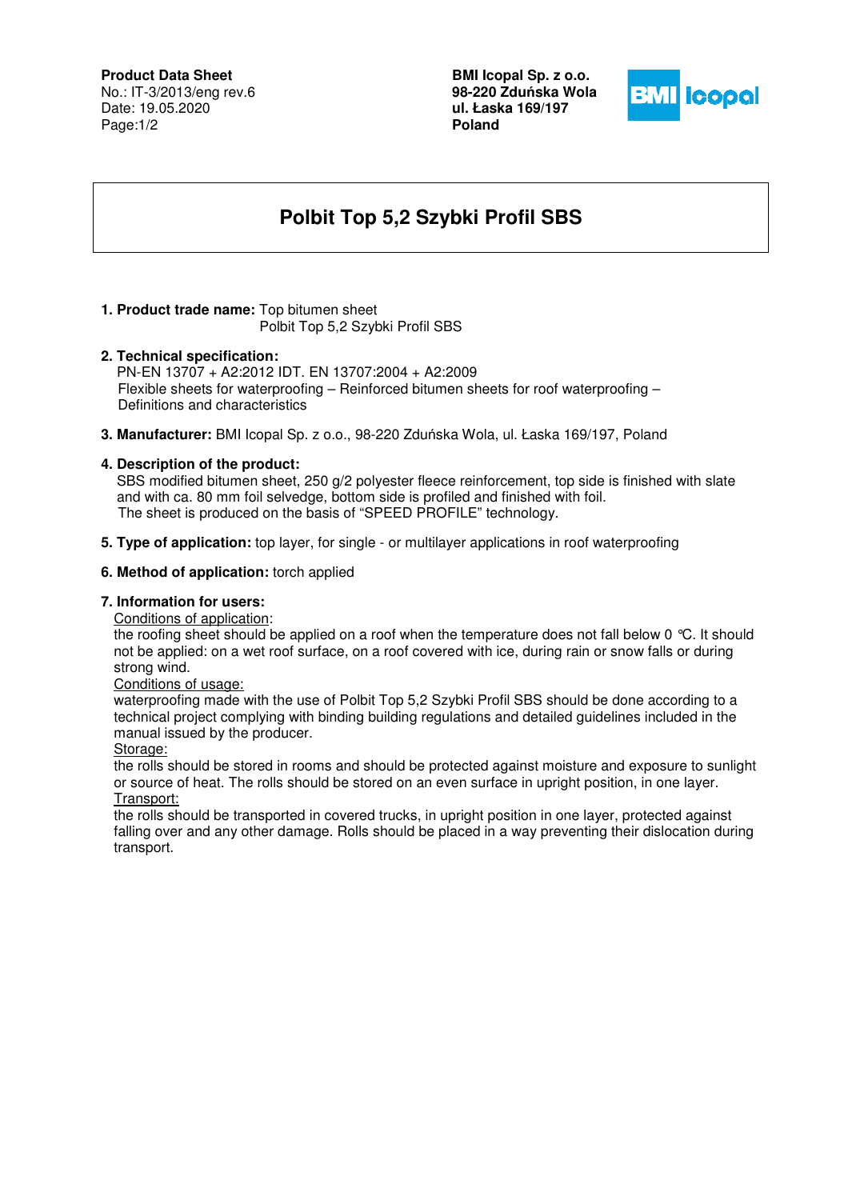**Product Data Sheet**
No.: IT-3/2013/eng rev.6
Date: 19.05.2020

**BMI Icopal Sp. z o.o.**
**98-220 Zduńska Wola**
**ul. Łaska 169/197**
**Poland**

# Polbit Top 5,2 Szybki Profil SBS

**1. Product trade name:** Top bitumen sheet
Polbit Top 5,2 Szybki Profil SBS

**2. Technical specification:**
PN-EN 13707 + A2:2012 IDT. EN 13707:2004 + A2:2009
Flexible sheets for waterproofing – Reinforced bitumen sheets for roof waterproofing – Definitions and characteristics

**3. Manufacturer:** BMI Icopal Sp. z o.o., 98-220 Zduńska Wola, ul. Łaska 169/197, Poland

**4. Description of the product:**
SBS modified bitumen sheet, 250 g/2 polyester fleece reinforcement, top side is finished with slate and with ca. 80 mm foil selvedge, bottom side is profiled and finished with foil.
The sheet is produced on the basis of "SPEED PROFILE" technology.

**5. Type of application:** top layer, for single - or multilayer applications in roof waterproofing

**6. Method of application:** torch applied

**7. Information for users:**

Conditions of application:
the roofing sheet should be applied on a roof when the temperature does not fall below 0 °C. It should not be applied: on a wet roof surface, on a roof covered with ice, during rain or snow falls or during strong wind.

Conditions of usage:
waterproofing made with the use of Polbit Top 5,2 Szybki Profil SBS should be done according to a technical project complying with binding building regulations and detailed guidelines included in the manual issued by the producer.

Storage:
the rolls should be stored in rooms and should be protected against moisture and exposure to sunlight or source of heat. The rolls should be stored on an even surface in upright position, in one layer.

Transport:
the rolls should be transported in covered trucks, in upright position in one layer, protected against falling over and any other damage. Rolls should be placed in a way preventing their dislocation during transport.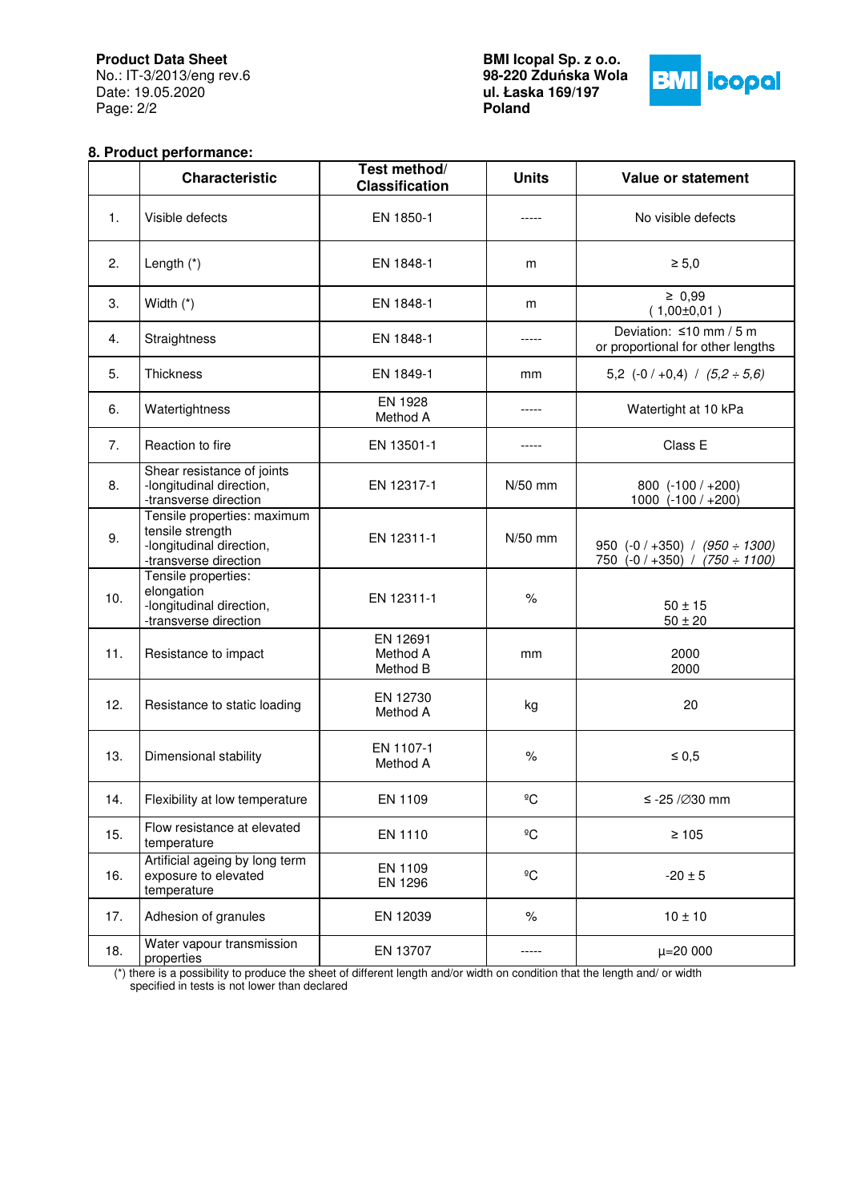## 8. Product performance:

| | Characteristic | Test method/ Classification | Units | Value or statement |
|---|---|---|---|---|
| 1. | Visible defects | EN 1850-1 | ----- | No visible defects |
| 2. | Length (*) | EN 1848-1 | m | ≥ 5,0 |
| 3. | Width (*) | EN 1848-1 | m | ≥ 0,99 ( 1,00±0,01 ) |
| 4. | Straightness | EN 1848-1 | ----- | Deviation: ≤10 mm / 5 m or proportional for other lengths |
| 5. | Thickness | EN 1849-1 | mm | 5,2 (-0 / +0,4) / *(5,2 ÷ 5,6)* |
| 6. | Watertightness | EN 1928 Method A | ----- | Watertight at 10 kPa |
| 7. | Reaction to fire | EN 13501-1 | ----- | Class E |
| 8. | Shear resistance of joints -longitudinal direction, -transverse direction | EN 12317-1 | N/50 mm | 800 (-100 / +200) 1000 (-100 / +200) |
| 9. | Tensile properties: maximum tensile strength -longitudinal direction, -transverse direction | EN 12311-1 | N/50 mm | 950 (-0 / +350) / *(950 ÷ 1300)* 750 (-0 / +350) / *(750 ÷ 1100)* |
| 10. | Tensile properties: elongation -longitudinal direction, -transverse direction | EN 12311-1 | % | 50 ± 15 50 ± 20 |
| 11. | Resistance to impact | EN 12691 Method A Method B | mm | 2000 2000 |
| 12. | Resistance to static loading | EN 12730 Method A | kg | 20 |
| 13. | Dimensional stability | EN 1107-1 Method A | % | ≤ 0,5 |
| 14. | Flexibility at low temperature | EN 1109 | ºC | ≤ -25 /∅30 mm |
| 15. | Flow resistance at elevated temperature | EN 1110 | ºC | ≥ 105 |
| 16. | Artificial ageing by long term exposure to elevated temperature | EN 1109 EN 1296 | ºC | -20 ± 5 |
| 17. | Adhesion of granules | EN 12039 | % | 10 ± 10 |
| 18. | Water vapour transmission properties | EN 13707 | ----- | μ=20 000 |

(*) there is a possibility to produce the sheet of different length and/or width on condition that the length and/ or width specified in tests is not lower than declared